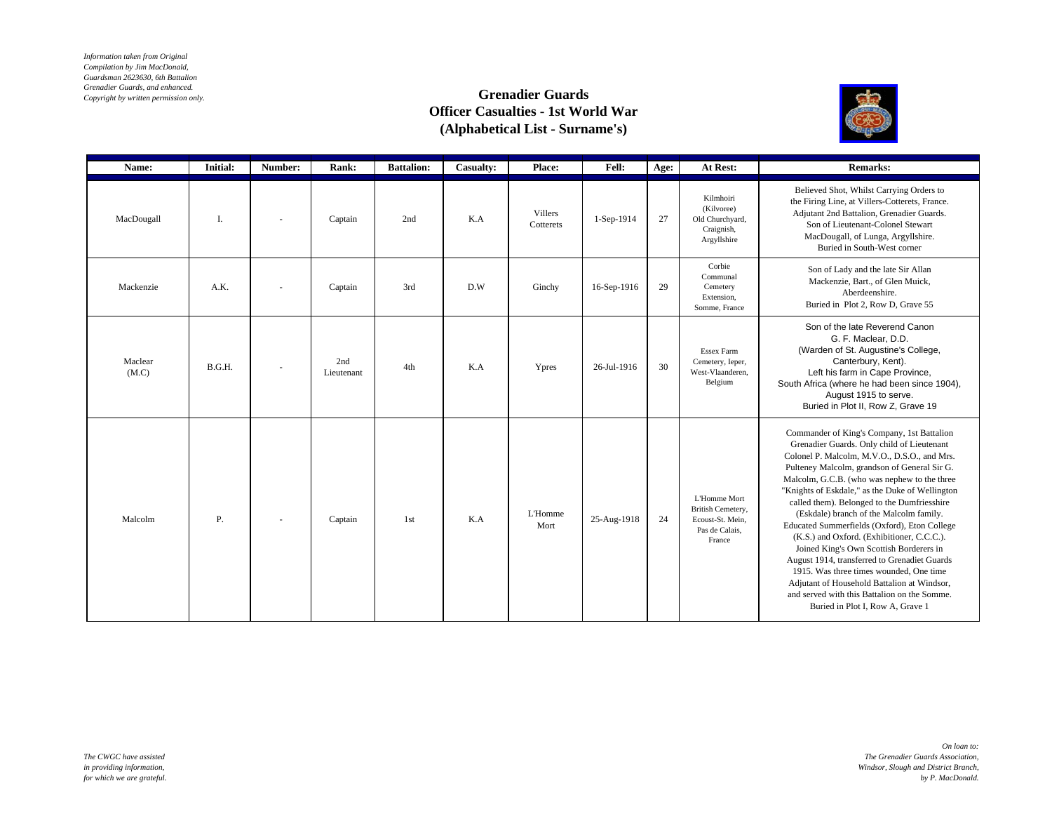*Information taken from Original Compilation by Jim MacDonald, Guardsman 2623630, 6th Battalion Grenadier Guards, and enhanced. Copyright by written permission only.*

# Grenadier Guards
## Officer Casualties - 1st World War
## (Alphabetical List - Surname's)

| Name: | Initial: | Number: | Rank: | Battalion: | Casualty: | Place: | Fell: | Age: | At Rest: | Remarks: |
|---|---|---|---|---|---|---|---|---|---|---|
| MacDougall | I. | - | Captain | 2nd | K.A | Villers Cotterets | 1-Sep-1914 | 27 | Kilmhoiri (Kilvoree) Old Churchyard, Craignish, Argyllshire | Believed Shot, Whilst Carrying Orders to the Firing Line, at Villers-Cotterets, France. Adjutant 2nd Battalion, Grenadier Guards. Son of Lieutenant-Colonel Stewart MacDougall, of Lunga, Argyllshire. Buried in South-West corner |
| Mackenzie | A.K. | - | Captain | 3rd | D.W | Ginchy | 16-Sep-1916 | 29 | Corbie Communal Cemetery Extension, Somme, France | Son of Lady and the late Sir Allan Mackenzie, Bart., of Glen Muick, Aberdeenshire. Buried in Plot 2, Row D, Grave 55 |
| Maclear (M.C) | B.G.H. | - | 2nd Lieutenant | 4th | K.A | Ypres | 26-Jul-1916 | 30 | Essex Farm Cemetery, Ieper, West-Vlaanderen, Belgium | Son of the late Reverend Canon G. F. Maclear, D.D. (Warden of St. Augustine's College, Canterbury, Kent). Left his farm in Cape Province, South Africa (where he had been since 1904), August 1915 to serve. Buried in Plot II, Row Z, Grave 19 |
| Malcolm | P. | - | Captain | 1st | K.A | L'Homme Mort | 25-Aug-1918 | 24 | L'Homme Mort British Cemetery, Ecoust-St. Mein, Pas de Calais, France | Commander of King's Company, 1st Battalion Grenadier Guards. Only child of Lieutenant Colonel P. Malcolm, M.V.O., D.S.O., and Mrs. Pulteney Malcolm, grandson of General Sir G. Malcolm, G.C.B. (who was nephew to the three "Knights of Eskdale," as the Duke of Wellington called them). Belonged to the Dumfriesshire (Eskdale) branch of the Malcolm family. Educated Summerfields (Oxford), Eton College (K.S.) and Oxford. (Exhibitioner, C.C.C.). Joined King's Own Scottish Borderers in August 1914, transferred to Grenadiet Guards 1915. Was three times wounded, One time Adjutant of Household Battalion at Windsor, and served with this Battalion on the Somme. Buried in Plot I, Row A, Grave 1 |

*The CWGC have assisted in providing information, for which we are grateful.*

*On loan to: The Grenadier Guards Association, Windsor, Slough and District Branch, by P. MacDonald.*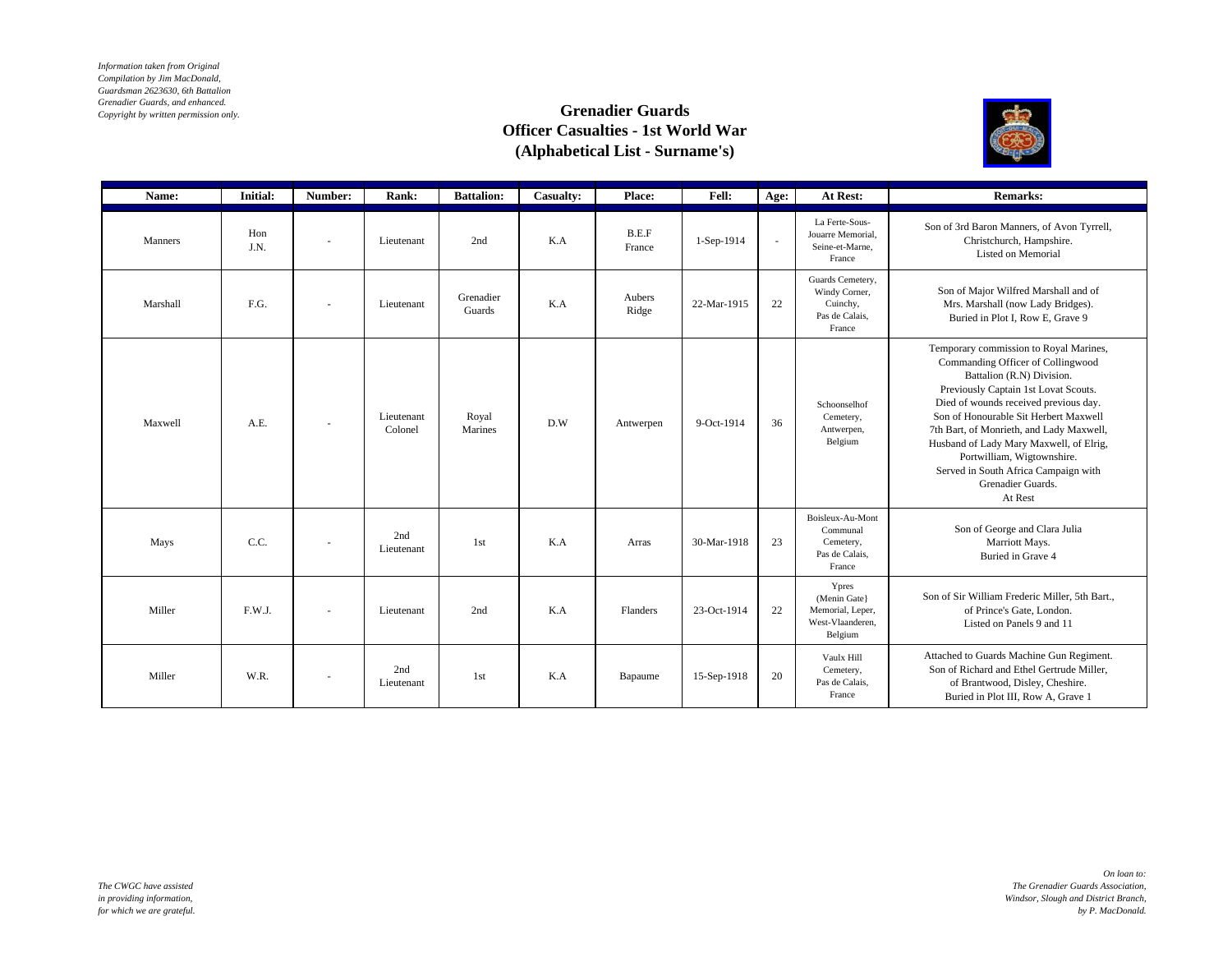*Information taken from Original Compilation by Jim MacDonald, Guardsman 2623630, 6th Battalion Grenadier Guards, and enhanced. Copyright by written permission only.*

# Grenadier Guards
## Officer Casualties - 1st World War
## (Alphabetical List - Surname's)

| Name: | Initial: | Number: | Rank: | Battalion: | Casualty: | Place: | Fell: | Age: | At Rest: | Remarks: |
|---|---|---|---|---|---|---|---|---|---|---|
| Manners | Hon J.N. | - | Lieutenant | 2nd | K.A | B.E.F France | 1-Sep-1914 | - | La Ferte-Sous-Jouarre Memorial, Seine-et-Marne, France | Son of 3rd Baron Manners, of Avon Tyrrell, Christchurch, Hampshire. Listed on Memorial |
| Marshall | F.G. | - | Lieutenant | Grenadier Guards | K.A | Aubers Ridge | 22-Mar-1915 | 22 | Guards Cemetery, Windy Corner, Cuinchy, Pas de Calais, France | Son of Major Wilfred Marshall and of Mrs. Marshall (now Lady Bridges). Buried in Plot I, Row E, Grave 9 |
| Maxwell | A.E. | - | Lieutenant Colonel | Royal Marines | D.W | Antwerpen | 9-Oct-1914 | 36 | Schoonselhof Cemetery, Antwerpen, Belgium | Temporary commission to Royal Marines, Commanding Officer of Collingwood Battalion (R.N) Division. Previously Captain 1st Lovat Scouts. Died of wounds received previous day. Son of Honourable Sit Herbert Maxwell 7th Bart, of Monrieth, and Lady Maxwell, Husband of Lady Mary Maxwell, of Elrig, Portwilliam, Wigtownshire. Served in South Africa Campaign with Grenadier Guards. At Rest |
| Mays | C.C. | - | 2nd Lieutenant | 1st | K.A | Arras | 30-Mar-1918 | 23 | Boisleux-Au-Mont Communal Cemetery, Pas de Calais, France | Son of George and Clara Julia Marriott Mays. Buried in Grave 4 |
| Miller | F.W.J. | - | Lieutenant | 2nd | K.A | Flanders | 23-Oct-1914 | 22 | Ypres (Menin Gate} Memorial, Leper, West-Vlaanderen, Belgium | Son of Sir William Frederic Miller, 5th Bart., of Prince's Gate, London. Listed on Panels 9 and 11 |
| Miller | W.R. | - | 2nd Lieutenant | 1st | K.A | Bapaume | 15-Sep-1918 | 20 | Vaulx Hill Cemetery, Pas de Calais, France | Attached to Guards Machine Gun Regiment. Son of Richard and Ethel Gertrude Miller, of Brantwood, Disley, Cheshire. Buried in Plot III, Row A, Grave 1 |

*The CWGC have assisted in providing information, for which we are grateful.*

*On loan to: The Grenadier Guards Association, Windsor, Slough and District Branch, by P. MacDonald.*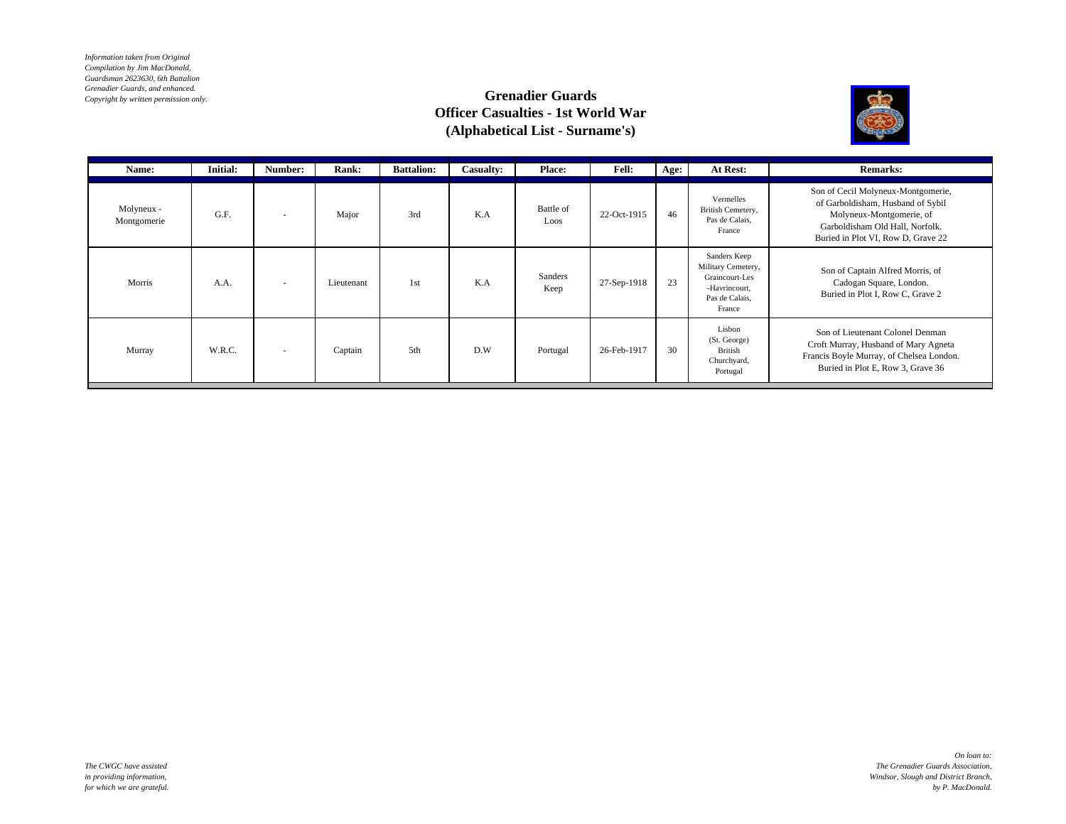*Information taken from Original Compilation by Jim MacDonald, Guardsman 2623630, 6th Battalion Grenadier Guards, and enhanced. Copyright by written permission only.*

# Grenadier Guards
## Officer Casualties - 1st World War
## (Alphabetical List - Surname's)

| Name: | Initial: | Number: | Rank: | Battalion: | Casualty: | Place: | Fell: | Age: | At Rest: | Remarks: |
|---|---|---|---|---|---|---|---|---|---|---|
| Molyneux - Montgomerie | G.F. | - | Major | 3rd | K.A | Battle of Loos | 22-Oct-1915 | 46 | Vermelles British Cemetery, Pas de Calais, France | Son of Cecil Molyneux-Montgomerie, of Garboldisham, Husband of Sybil Molyneux-Montgomerie, of Garboldisham Old Hall, Norfolk. Buried in Plot VI, Row D, Grave 22 |
| Morris | A.A. | - | Lieutenant | 1st | K.A | Sanders Keep | 27-Sep-1918 | 23 | Sanders Keep Military Cemetery, Graincourt-Les -Havrincourt, Pas de Calais, France | Son of Captain Alfred Morris, of Cadogan Square, London. Buried in Plot I, Row C, Grave 2 |
| Murray | W.R.C. | - | Captain | 5th | D.W | Portugal | 26-Feb-1917 | 30 | Lisbon (St. George) British Churchyard, Portugal | Son of Lieutenant Colonel Denman Croft Murray, Husband of Mary Agneta Francis Boyle Murray, of Chelsea London. Buried in Plot E, Row 3, Grave 36 |

*The CWGC have assisted in providing information, for which we are grateful.*

*On loan to: The Grenadier Guards Association, Windsor, Slough and District Branch, by P. MacDonald.*